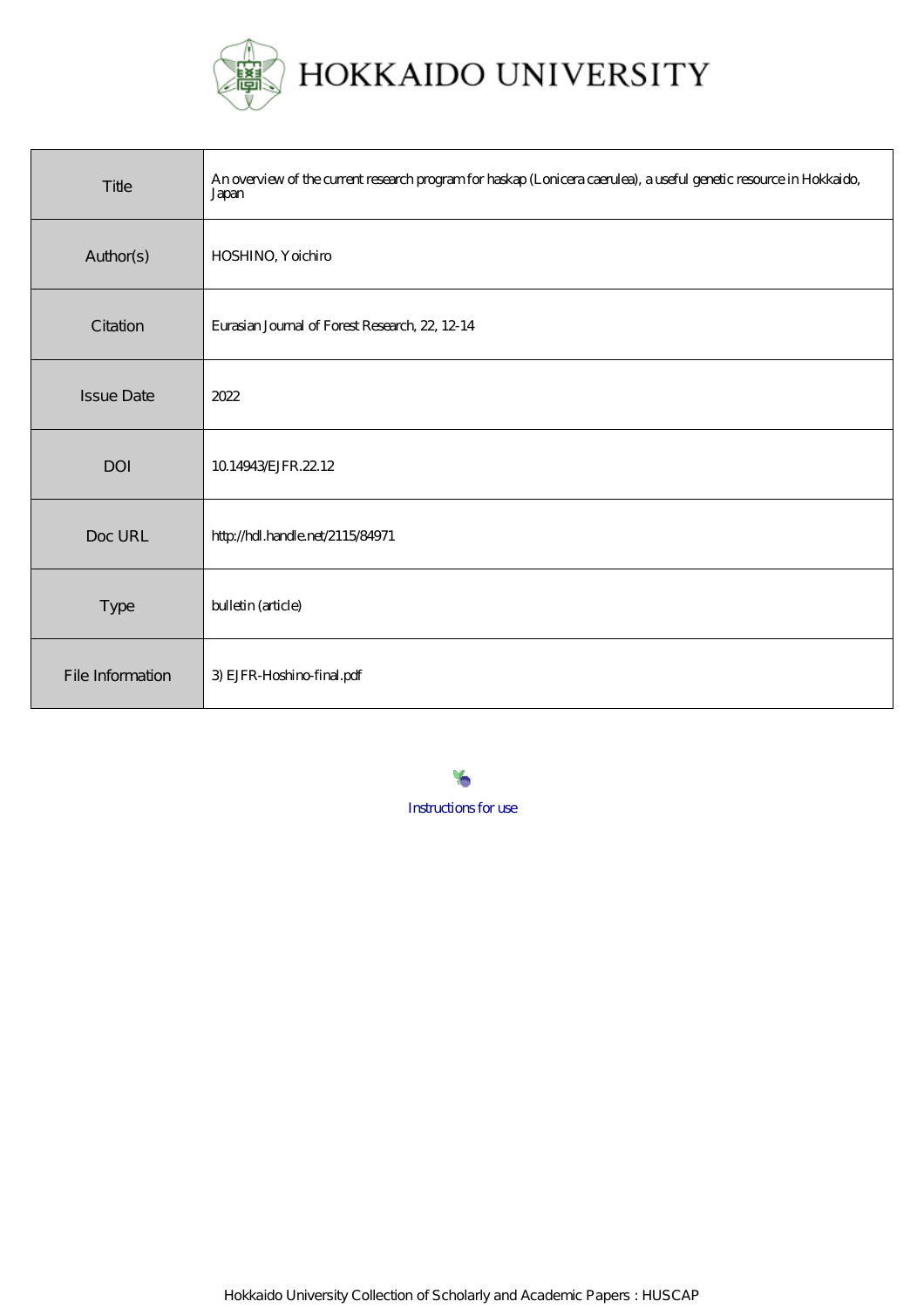# HOKKAIDO UNIVERSITY

| Title | An overview of the current research program for haskap (Lonicera caerulea), a useful genetic resource in Hokkaido, Japan |
|---|---|
| Author(s) | HOSHINO, Yoichiro |
| Citation | Eurasian Journal of Forest Research, 22, 12-14 |
| Issue Date | 2022 |
| DOI | 10.14943/EJFR.22.12 |
| Doc URL | http://hdl.handle.net/2115/84971 |
| Type | bulletin (article) |
| File Information | 3) EJFR-Hoshino-final.pdf |

Instructions for use

Hokkaido University Collection of Scholarly and Academic Papers : HUSCAP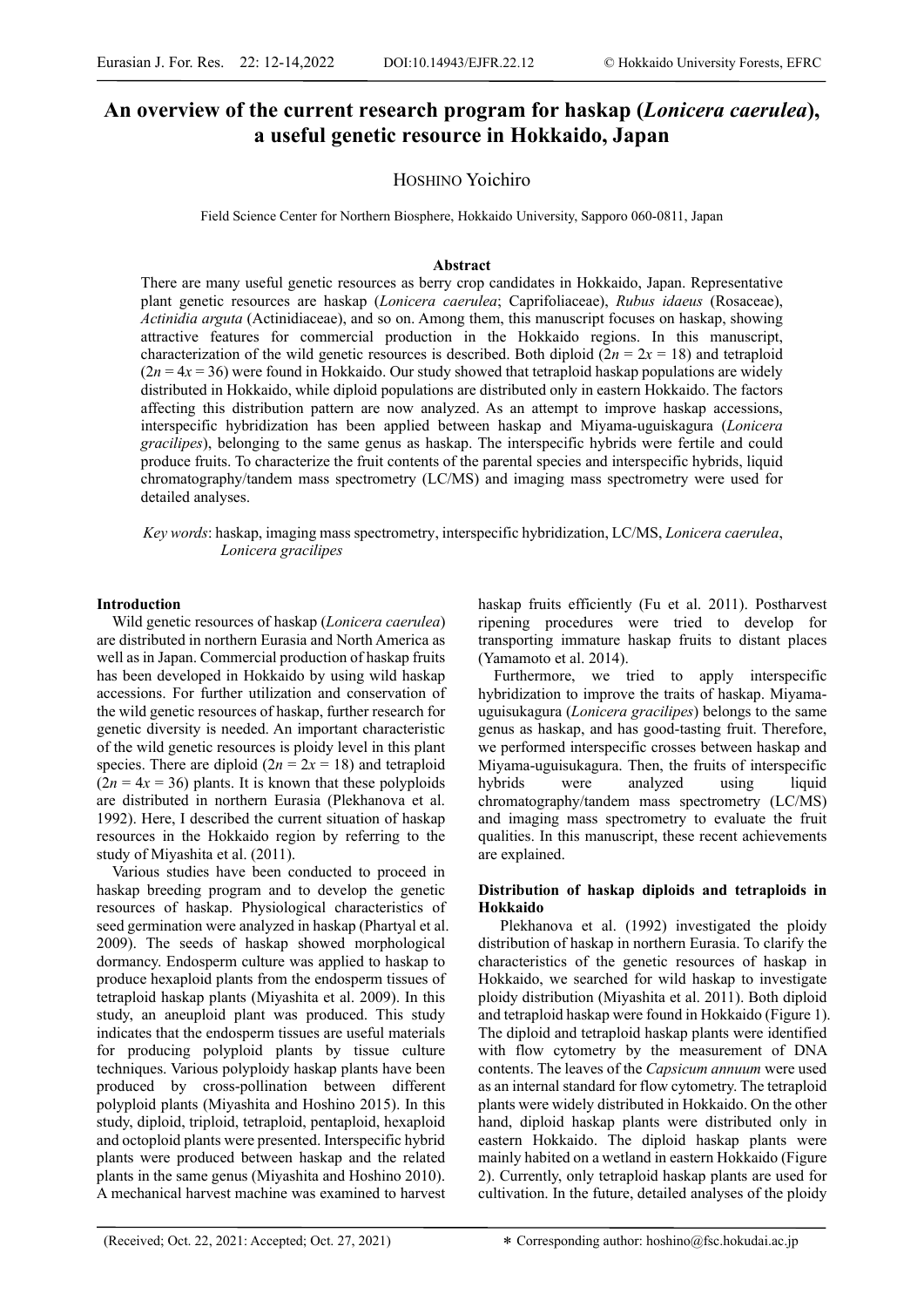# An overview of the current research program for haskap (*Lonicera caerulea*), a useful genetic resource in Hokkaido, Japan

HOSHINO Yoichiro

Field Science Center for Northern Biosphere, Hokkaido University, Sapporo 060-0811, Japan

### Abstract

There are many useful genetic resources as berry crop candidates in Hokkaido, Japan. Representative plant genetic resources are haskap (*Lonicera caerulea*; Caprifoliaceae), *Rubus idaeus* (Rosaceae), *Actinidia arguta* (Actinidiaceae), and so on. Among them, this manuscript focuses on haskap, showing attractive features for commercial production in the Hokkaido regions. In this manuscript, characterization of the wild genetic resources is described. Both diploid ($2n = 2x = 18$) and tetraploid ($2n = 4x = 36$) were found in Hokkaido. Our study showed that tetraploid haskap populations are widely distributed in Hokkaido, while diploid populations are distributed only in eastern Hokkaido. The factors affecting this distribution pattern are now analyzed. As an attempt to improve haskap accessions, interspecific hybridization has been applied between haskap and Miyama-uguiskagura (*Lonicera gracilipes*), belonging to the same genus as haskap. The interspecific hybrids were fertile and could produce fruits. To characterize the fruit contents of the parental species and interspecific hybrids, liquid chromatography/tandem mass spectrometry (LC/MS) and imaging mass spectrometry were used for detailed analyses.

*Key words*: haskap, imaging mass spectrometry, interspecific hybridization, LC/MS, *Lonicera caerulea*, *Lonicera gracilipes*

### Introduction

Wild genetic resources of haskap (*Lonicera caerulea*) are distributed in northern Eurasia and North America as well as in Japan. Commercial production of haskap fruits has been developed in Hokkaido by using wild haskap accessions. For further utilization and conservation of the wild genetic resources of haskap, further research for genetic diversity is needed. An important characteristic of the wild genetic resources is ploidy level in this plant species. There are diploid ($2n = 2x = 18$) and tetraploid ($2n = 4x = 36$) plants. It is known that these polyploids are distributed in northern Eurasia (Plekhanova et al. 1992). Here, I described the current situation of haskap resources in the Hokkaido region by referring to the study of Miyashita et al. (2011).

Various studies have been conducted to proceed in haskap breeding program and to develop the genetic resources of haskap. Physiological characteristics of seed germination were analyzed in haskap (Phartyal et al. 2009). The seeds of haskap showed morphological dormancy. Endosperm culture was applied to haskap to produce hexaploid plants from the endosperm tissues of tetraploid haskap plants (Miyashita et al. 2009). In this study, an aneuploid plant was produced. This study indicates that the endosperm tissues are useful materials for producing polyploid plants by tissue culture techniques. Various polyploidy haskap plants have been produced by cross-pollination between different polyploid plants (Miyashita and Hoshino 2015). In this study, diploid, triploid, tetraploid, pentaploid, hexaploid and octoploid plants were presented. Interspecific hybrid plants were produced between haskap and the related plants in the same genus (Miyashita and Hoshino 2010). A mechanical harvest machine was examined to harvest haskap fruits efficiently (Fu et al. 2011). Postharvest ripening procedures were tried to develop for transporting immature haskap fruits to distant places (Yamamoto et al. 2014).

Furthermore, we tried to apply interspecific hybridization to improve the traits of haskap. Miyama-uguisukagura (*Lonicera gracilipes*) belongs to the same genus as haskap, and has good-tasting fruit. Therefore, we performed interspecific crosses between haskap and Miyama-uguisukagura. Then, the fruits of interspecific hybrids were analyzed using liquid chromatography/tandem mass spectrometry (LC/MS) and imaging mass spectrometry to evaluate the fruit qualities. In this manuscript, these recent achievements are explained.

### Distribution of haskap diploids and tetraploids in Hokkaido

Plekhanova et al. (1992) investigated the ploidy distribution of haskap in northern Eurasia. To clarify the characteristics of the genetic resources of haskap in Hokkaido, we searched for wild haskap to investigate ploidy distribution (Miyashita et al. 2011). Both diploid and tetraploid haskap were found in Hokkaido (Figure 1). The diploid and tetraploid haskap plants were identified with flow cytometry by the measurement of DNA contents. The leaves of the *Capsicum annuum* were used as an internal standard for flow cytometry. The tetraploid plants were widely distributed in Hokkaido. On the other hand, diploid haskap plants were distributed only in eastern Hokkaido. The diploid haskap plants were mainly habited on a wetland in eastern Hokkaido (Figure 2). Currently, only tetraploid haskap plants are used for cultivation. In the future, detailed analyses of the ploidy

(Received; Oct. 22, 2021: Accepted; Oct. 27, 2021)

∗ Corresponding author: hoshino@fsc.hokudai.ac.jp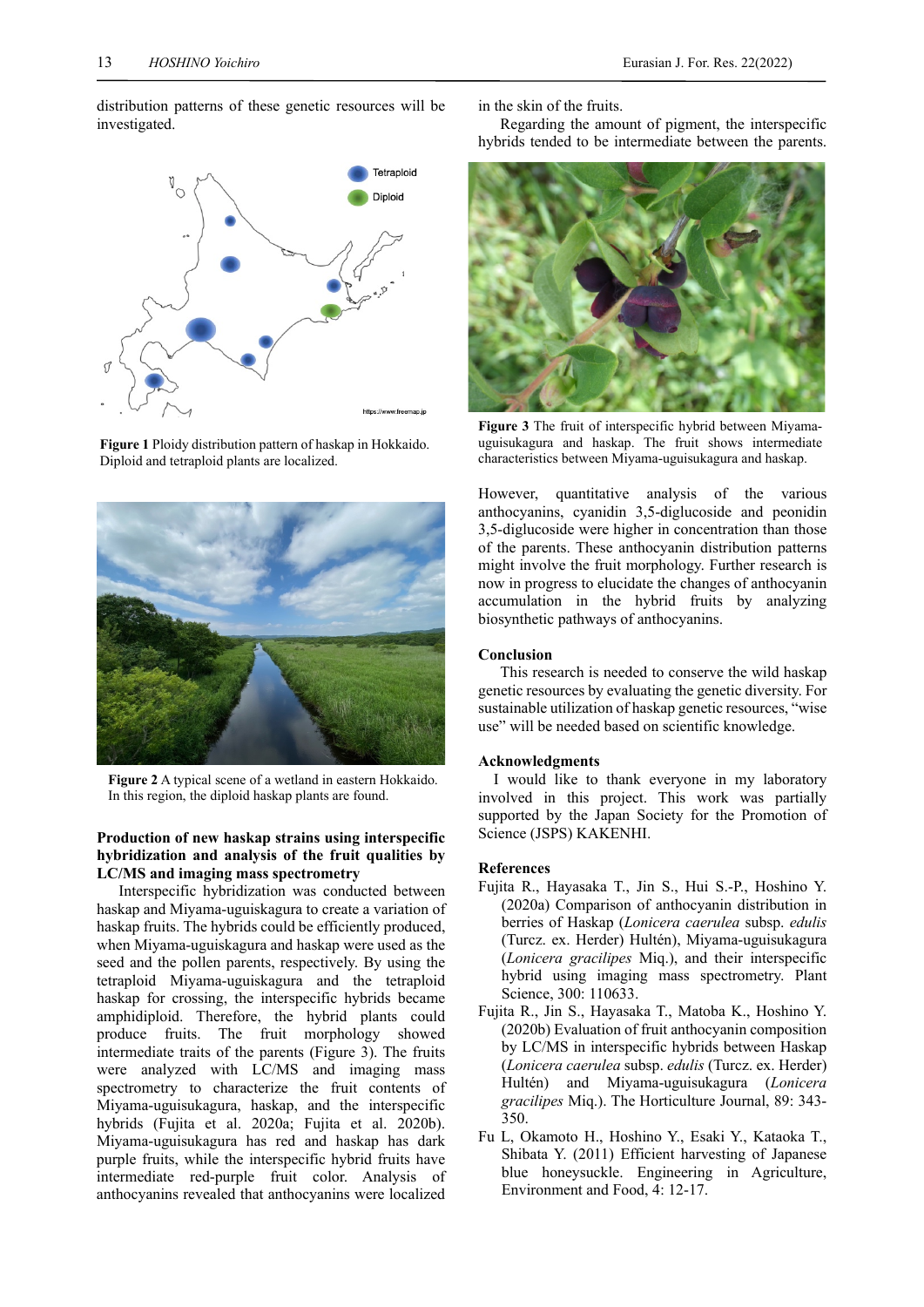distribution patterns of these genetic resources will be investigated.

**Figure 1** Ploidy distribution pattern of haskap in Hokkaido. Diploid and tetraploid plants are localized.

**Figure 2** A typical scene of a wetland in eastern Hokkaido. In this region, the diploid haskap plants are found.

**Production of new haskap strains using interspecific hybridization and analysis of the fruit qualities by LC/MS and imaging mass spectrometry**

Interspecific hybridization was conducted between haskap and Miyama-uguiskagura to create a variation of haskap fruits. The hybrids could be efficiently produced, when Miyama-uguiskagura and haskap were used as the seed and the pollen parents, respectively. By using the tetraploid Miyama-uguiskagura and the tetraploid haskap for crossing, the interspecific hybrids became amphidiploid. Therefore, the hybrid plants could produce fruits. The fruit morphology showed intermediate traits of the parents (Figure 3). The fruits were analyzed with LC/MS and imaging mass spectrometry to characterize the fruit contents of Miyama-uguisukagura, haskap, and the interspecific hybrids (Fujita et al. 2020a; Fujita et al. 2020b). Miyama-uguisukagura has red and haskap has dark purple fruits, while the interspecific hybrid fruits have intermediate red-purple fruit color. Analysis of anthocyanins revealed that anthocyanins were localized in the skin of the fruits.

Regarding the amount of pigment, the interspecific hybrids tended to be intermediate between the parents.

**Figure 3** The fruit of interspecific hybrid between Miyama-uguisukagura and haskap. The fruit shows intermediate characteristics between Miyama-uguisukagura and haskap.

However, quantitative analysis of the various anthocyanins, cyanidin 3,5-diglucoside and peonidin 3,5-diglucoside were higher in concentration than those of the parents. These anthocyanin distribution patterns might involve the fruit morphology. Further research is now in progress to elucidate the changes of anthocyanin accumulation in the hybrid fruits by analyzing biosynthetic pathways of anthocyanins.

## Conclusion

This research is needed to conserve the wild haskap genetic resources by evaluating the genetic diversity. For sustainable utilization of haskap genetic resources, "wise use" will be needed based on scientific knowledge.

## Acknowledgments

I would like to thank everyone in my laboratory involved in this project. This work was partially supported by the Japan Society for the Promotion of Science (JSPS) KAKENHI.

## References

Fujita R., Hayasaka T., Jin S., Hui S.-P., Hoshino Y. (2020a) Comparison of anthocyanin distribution in berries of Haskap (*Lonicera caerulea* subsp. *edulis* (Turcz. ex. Herder) Hultén), Miyama-uguisukagura (*Lonicera gracilipes* Miq.), and their interspecific hybrid using imaging mass spectrometry. Plant Science, 300: 110633.

Fujita R., Jin S., Hayasaka T., Matoba K., Hoshino Y. (2020b) Evaluation of fruit anthocyanin composition by LC/MS in interspecific hybrids between Haskap (*Lonicera caerulea* subsp. *edulis* (Turcz. ex. Herder) Hultén) and Miyama-uguisukagura (*Lonicera gracilipes* Miq.). The Horticulture Journal, 89: 343-350.

Fu L, Okamoto H., Hoshino Y., Esaki Y., Kataoka T., Shibata Y. (2011) Efficient harvesting of Japanese blue honeysuckle. Engineering in Agriculture, Environment and Food, 4: 12-17.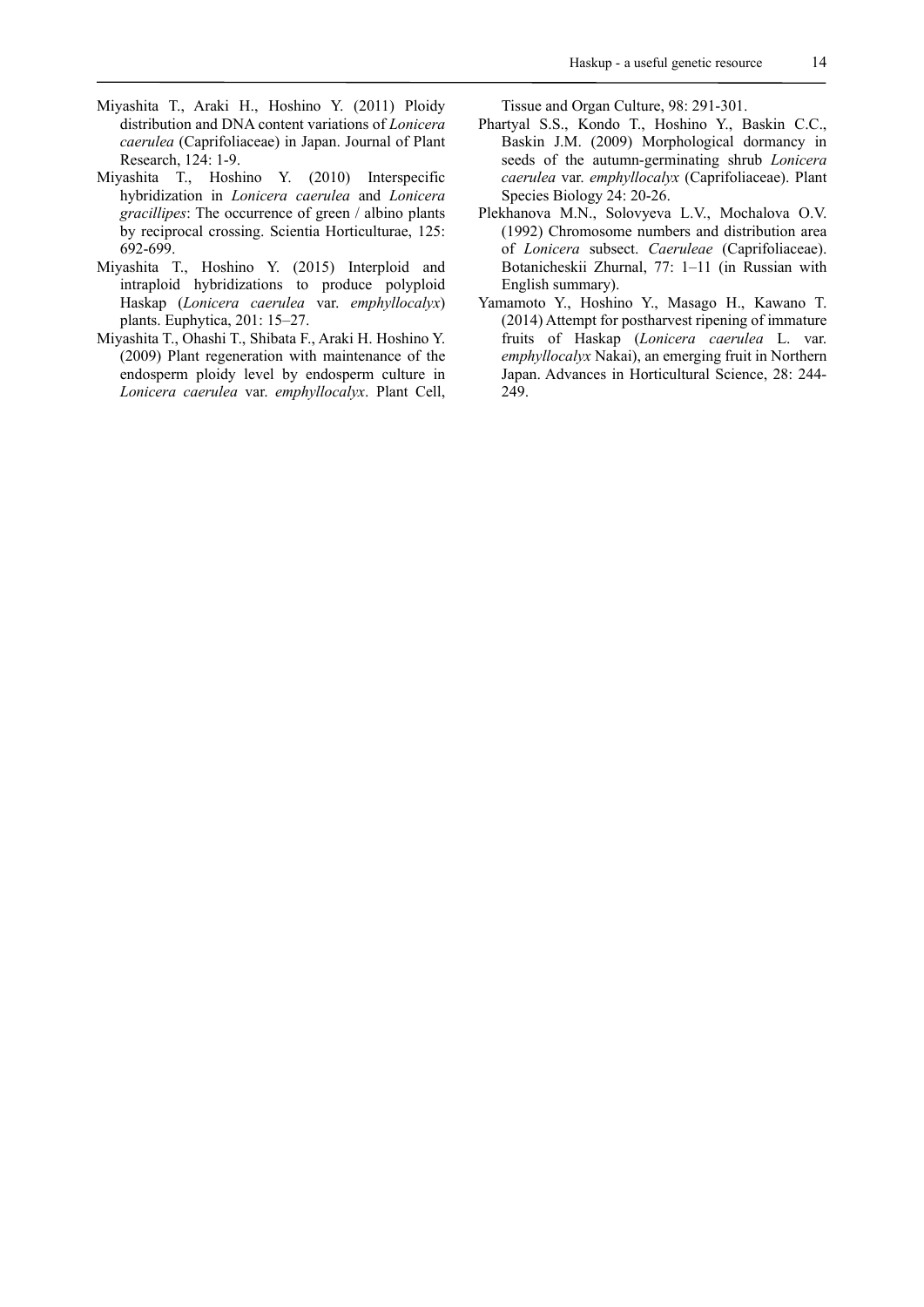Miyashita T., Araki H., Hoshino Y. (2011) Ploidy distribution and DNA content variations of *Lonicera caerulea* (Caprifoliaceae) in Japan. Journal of Plant Research, 124: 1-9.

Miyashita T., Hoshino Y. (2010) Interspecific hybridization in *Lonicera caerulea* and *Lonicera gracillipes*: The occurrence of green / albino plants by reciprocal crossing. Scientia Horticulturae, 125: 692-699.

Miyashita T., Hoshino Y. (2015) Interploid and intraploid hybridizations to produce polyploid Haskap (*Lonicera caerulea* var. *emphyllocalyx*) plants. Euphytica, 201: 15–27.

Miyashita T., Ohashi T., Shibata F., Araki H. Hoshino Y. (2009) Plant regeneration with maintenance of the endosperm ploidy level by endosperm culture in *Lonicera caerulea* var. *emphyllocalyx*. Plant Cell, Tissue and Organ Culture, 98: 291-301.

Phartyal S.S., Kondo T., Hoshino Y., Baskin C.C., Baskin J.M. (2009) Morphological dormancy in seeds of the autumn-germinating shrub *Lonicera caerulea* var. *emphyllocalyx* (Caprifoliaceae). Plant Species Biology 24: 20-26.

Plekhanova M.N., Solovyeva L.V., Mochalova O.V. (1992) Chromosome numbers and distribution area of *Lonicera* subsect. *Caeruleae* (Caprifoliaceae). Botanicheskii Zhurnal, 77: 1–11 (in Russian with English summary).

Yamamoto Y., Hoshino Y., Masago H., Kawano T. (2014) Attempt for postharvest ripening of immature fruits of Haskap (*Lonicera caerulea* L. var. *emphyllocalyx* Nakai), an emerging fruit in Northern Japan. Advances in Horticultural Science, 28: 244-249.